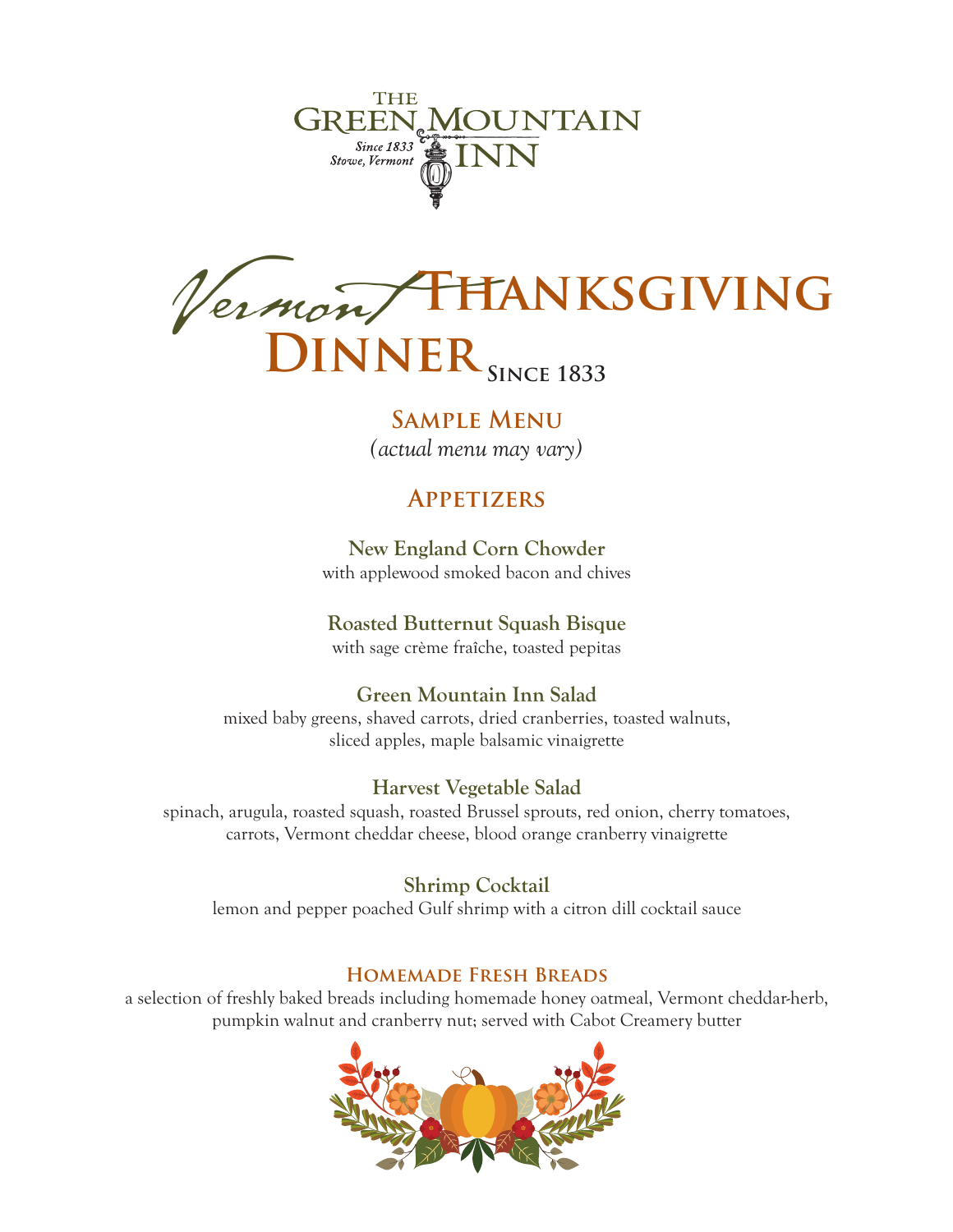THE GREEN MOUNTAIN INN

*Since 1833*
*Stowe, Vermont*

# *Vermont* Thanksgiving Dinner Since 1833

## Sample Menu

*(actual menu may vary)*

## Appetizers

**New England Corn Chowder**
with applewood smoked bacon and chives

**Roasted Butternut Squash Bisque**
with sage crème fraîche, toasted pepitas

**Green Mountain Inn Salad**
mixed baby greens, shaved carrots, dried cranberries, toasted walnuts, sliced apples, maple balsamic vinaigrette

**Harvest Vegetable Salad**
spinach, arugula, roasted squash, roasted Brussel sprouts, red onion, cherry tomatoes, carrots, Vermont cheddar cheese, blood orange cranberry vinaigrette

**Shrimp Cocktail**
lemon and pepper poached Gulf shrimp with a citron dill cocktail sauce

### Homemade Fresh Breads

a selection of freshly baked breads including homemade honey oatmeal, Vermont cheddar-herb, pumpkin walnut and cranberry nut; served with Cabot Creamery butter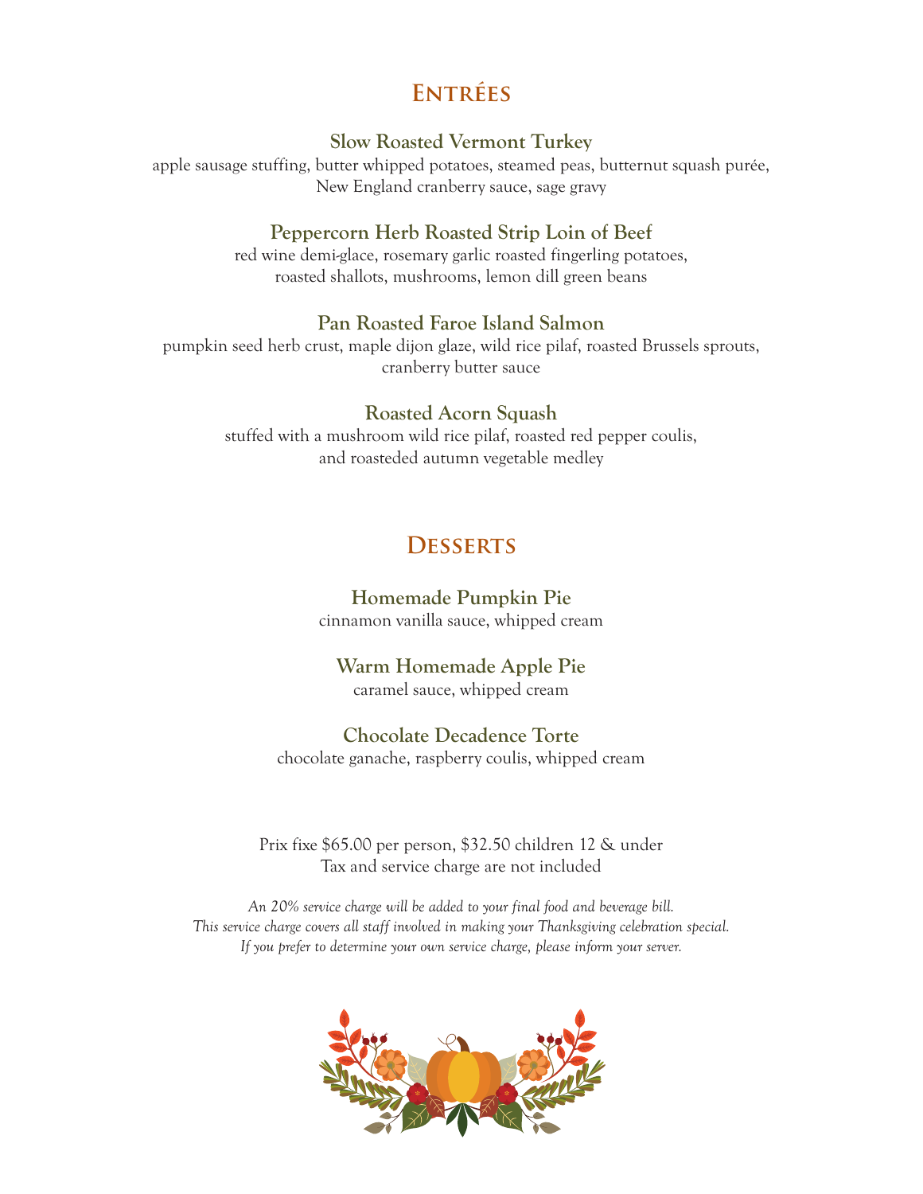## Entrées

**Slow Roasted Vermont Turkey**
apple sausage stuffing, butter whipped potatoes, steamed peas, butternut squash purée, New England cranberry sauce, sage gravy

**Peppercorn Herb Roasted Strip Loin of Beef**
red wine demi-glace, rosemary garlic roasted fingerling potatoes, roasted shallots, mushrooms, lemon dill green beans

**Pan Roasted Faroe Island Salmon**
pumpkin seed herb crust, maple dijon glaze, wild rice pilaf, roasted Brussels sprouts, cranberry butter sauce

**Roasted Acorn Squash**
stuffed with a mushroom wild rice pilaf, roasted red pepper coulis, and roasteded autumn vegetable medley

## Desserts

**Homemade Pumpkin Pie**
cinnamon vanilla sauce, whipped cream

**Warm Homemade Apple Pie**
caramel sauce, whipped cream

**Chocolate Decadence Torte**
chocolate ganache, raspberry coulis, whipped cream

Prix fixe $65.00 per person, $32.50 children 12 & under
Tax and service charge are not included

*An 20% service charge will be added to your final food and beverage bill.*
*This service charge covers all staff involved in making your Thanksgiving celebration special.*
*If you prefer to determine your own service charge, please inform your server.*